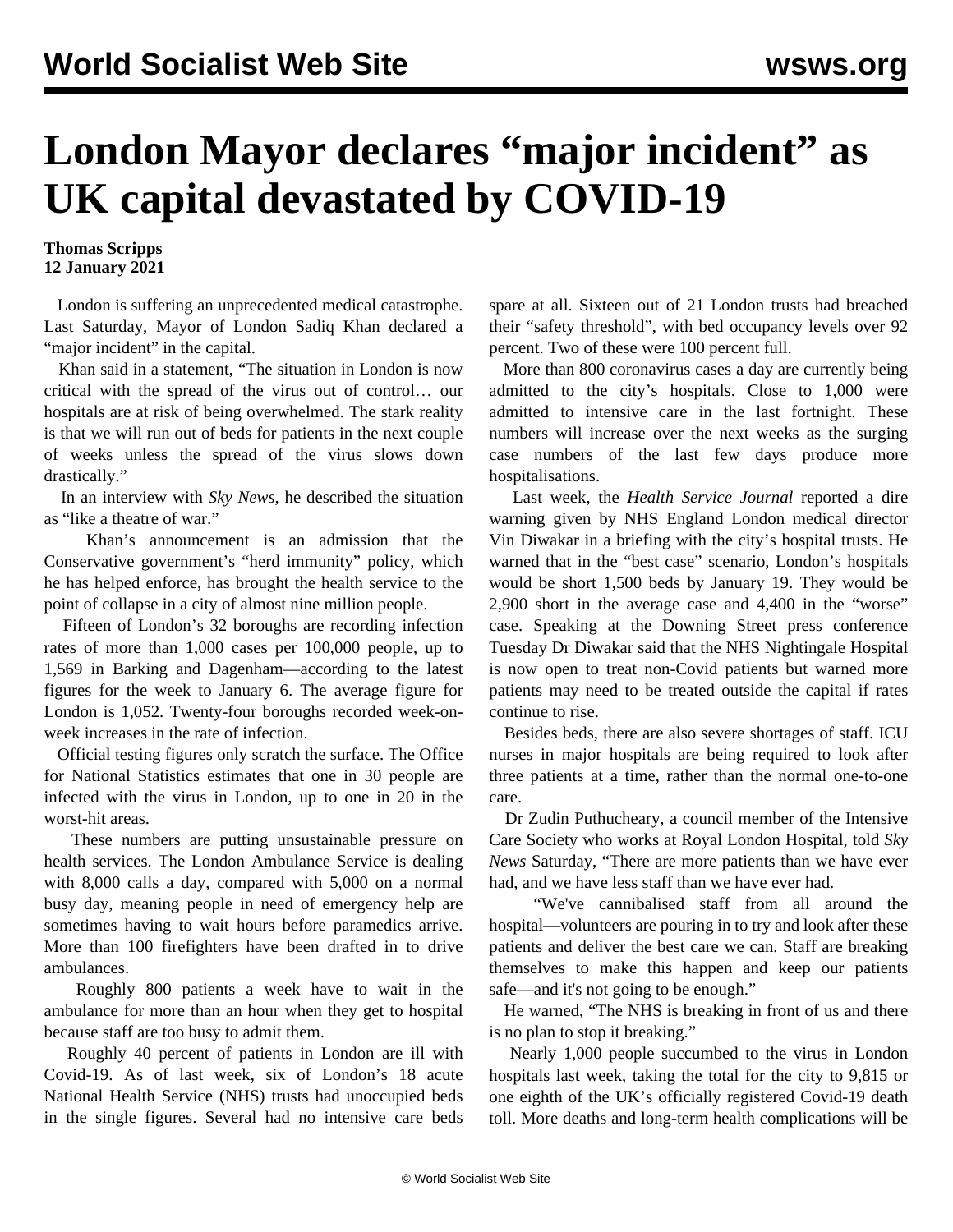# London Mayor declares “major incident” as UK capital devastated by COVID-19

**Thomas Scripps**
**12 January 2021**

London is suffering an unprecedented medical catastrophe. Last Saturday, Mayor of London Sadiq Khan declared a “major incident” in the capital.

Khan said in a statement, “The situation in London is now critical with the spread of the virus out of control… our hospitals are at risk of being overwhelmed. The stark reality is that we will run out of beds for patients in the next couple of weeks unless the spread of the virus slows down drastically.”

In an interview with *Sky News*, he described the situation as “like a theatre of war.”

Khan’s announcement is an admission that the Conservative government’s “herd immunity” policy, which he has helped enforce, has brought the health service to the point of collapse in a city of almost nine million people.

Fifteen of London’s 32 boroughs are recording infection rates of more than 1,000 cases per 100,000 people, up to 1,569 in Barking and Dagenham—according to the latest figures for the week to January 6. The average figure for London is 1,052. Twenty-four boroughs recorded week-on-week increases in the rate of infection.

Official testing figures only scratch the surface. The Office for National Statistics estimates that one in 30 people are infected with the virus in London, up to one in 20 in the worst-hit areas.

These numbers are putting unsustainable pressure on health services. The London Ambulance Service is dealing with 8,000 calls a day, compared with 5,000 on a normal busy day, meaning people in need of emergency help are sometimes having to wait hours before paramedics arrive. More than 100 firefighters have been drafted in to drive ambulances.

Roughly 800 patients a week have to wait in the ambulance for more than an hour when they get to hospital because staff are too busy to admit them.

Roughly 40 percent of patients in London are ill with Covid-19. As of last week, six of London’s 18 acute National Health Service (NHS) trusts had unoccupied beds in the single figures. Several had no intensive care beds spare at all. Sixteen out of 21 London trusts had breached their “safety threshold”, with bed occupancy levels over 92 percent. Two of these were 100 percent full.

More than 800 coronavirus cases a day are currently being admitted to the city’s hospitals. Close to 1,000 were admitted to intensive care in the last fortnight. These numbers will increase over the next weeks as the surging case numbers of the last few days produce more hospitalisations.

Last week, the *Health Service Journal* reported a dire warning given by NHS England London medical director Vin Diwakar in a briefing with the city’s hospital trusts. He warned that in the “best case” scenario, London’s hospitals would be short 1,500 beds by January 19. They would be 2,900 short in the average case and 4,400 in the “worse” case. Speaking at the Downing Street press conference Tuesday Dr Diwakar said that the NHS Nightingale Hospital is now open to treat non-Covid patients but warned more patients may need to be treated outside the capital if rates continue to rise.

Besides beds, there are also severe shortages of staff. ICU nurses in major hospitals are being required to look after three patients at a time, rather than the normal one-to-one care.

Dr Zudin Puthucheary, a council member of the Intensive Care Society who works at Royal London Hospital, told *Sky News* Saturday, “There are more patients than we have ever had, and we have less staff than we have ever had.

“We've cannibalised staff from all around the hospital—volunteers are pouring in to try and look after these patients and deliver the best care we can. Staff are breaking themselves to make this happen and keep our patients safe—and it's not going to be enough.”

He warned, “The NHS is breaking in front of us and there is no plan to stop it breaking.”

Nearly 1,000 people succumbed to the virus in London hospitals last week, taking the total for the city to 9,815 or one eighth of the UK’s officially registered Covid-19 death toll. More deaths and long-term health complications will be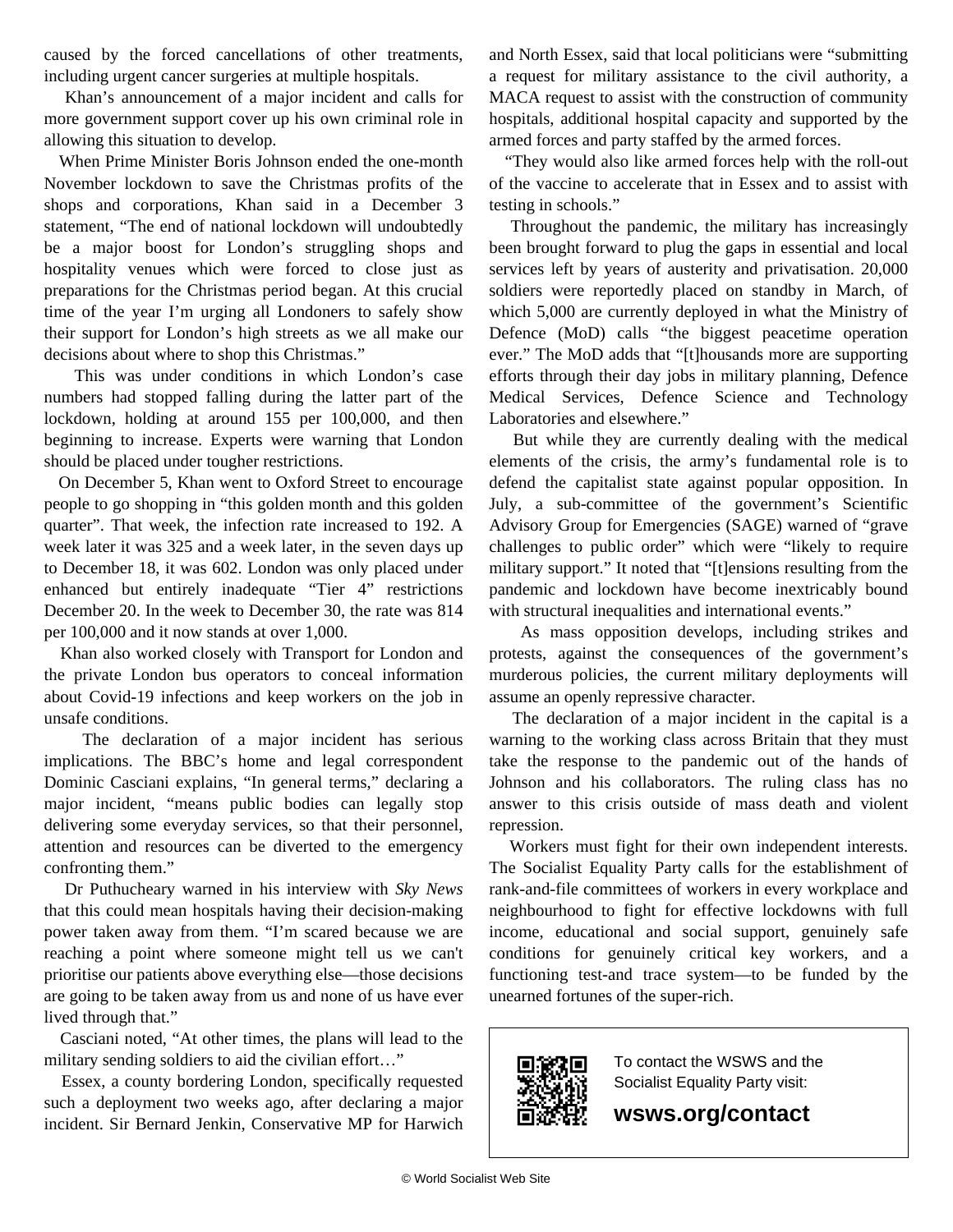caused by the forced cancellations of other treatments, including urgent cancer surgeries at multiple hospitals.

Khan's announcement of a major incident and calls for more government support cover up his own criminal role in allowing this situation to develop.

When Prime Minister Boris Johnson ended the one-month November lockdown to save the Christmas profits of the shops and corporations, Khan said in a December 3 statement, "The end of national lockdown will undoubtedly be a major boost for London's struggling shops and hospitality venues which were forced to close just as preparations for the Christmas period began. At this crucial time of the year I'm urging all Londoners to safely show their support for London's high streets as we all make our decisions about where to shop this Christmas."

This was under conditions in which London's case numbers had stopped falling during the latter part of the lockdown, holding at around 155 per 100,000, and then beginning to increase. Experts were warning that London should be placed under tougher restrictions.

On December 5, Khan went to Oxford Street to encourage people to go shopping in "this golden month and this golden quarter". That week, the infection rate increased to 192. A week later it was 325 and a week later, in the seven days up to December 18, it was 602. London was only placed under enhanced but entirely inadequate "Tier 4" restrictions December 20. In the week to December 30, the rate was 814 per 100,000 and it now stands at over 1,000.

Khan also worked closely with Transport for London and the private London bus operators to conceal information about Covid-19 infections and keep workers on the job in unsafe conditions.

The declaration of a major incident has serious implications. The BBC's home and legal correspondent Dominic Casciani explains, "In general terms," declaring a major incident, "means public bodies can legally stop delivering some everyday services, so that their personnel, attention and resources can be diverted to the emergency confronting them."

Dr Puthucheary warned in his interview with *Sky News* that this could mean hospitals having their decision-making power taken away from them. "I'm scared because we are reaching a point where someone might tell us we can't prioritise our patients above everything else—those decisions are going to be taken away from us and none of us have ever lived through that."

Casciani noted, "At other times, the plans will lead to the military sending soldiers to aid the civilian effort…"

Essex, a county bordering London, specifically requested such a deployment two weeks ago, after declaring a major incident. Sir Bernard Jenkin, Conservative MP for Harwich and North Essex, said that local politicians were "submitting a request for military assistance to the civil authority, a MACA request to assist with the construction of community hospitals, additional hospital capacity and supported by the armed forces and party staffed by the armed forces.

"They would also like armed forces help with the roll-out of the vaccine to accelerate that in Essex and to assist with testing in schools."

Throughout the pandemic, the military has increasingly been brought forward to plug the gaps in essential and local services left by years of austerity and privatisation. 20,000 soldiers were reportedly placed on standby in March, of which 5,000 are currently deployed in what the Ministry of Defence (MoD) calls "the biggest peacetime operation ever." The MoD adds that "[t]housands more are supporting efforts through their day jobs in military planning, Defence Medical Services, Defence Science and Technology Laboratories and elsewhere."

But while they are currently dealing with the medical elements of the crisis, the army's fundamental role is to defend the capitalist state against popular opposition. In July, a sub-committee of the government's Scientific Advisory Group for Emergencies (SAGE) warned of "grave challenges to public order" which were "likely to require military support." It noted that "[t]ensions resulting from the pandemic and lockdown have become inextricably bound with structural inequalities and international events."

As mass opposition develops, including strikes and protests, against the consequences of the government's murderous policies, the current military deployments will assume an openly repressive character.

The declaration of a major incident in the capital is a warning to the working class across Britain that they must take the response to the pandemic out of the hands of Johnson and his collaborators. The ruling class has no answer to this crisis outside of mass death and violent repression.

Workers must fight for their own independent interests. The Socialist Equality Party calls for the establishment of rank-and-file committees of workers in every workplace and neighbourhood to fight for effective lockdowns with full income, educational and social support, genuinely safe conditions for genuinely critical key workers, and a functioning test-and trace system—to be funded by the unearned fortunes of the super-rich.

To contact the WSWS and the Socialist Equality Party visit:

**wsws.org/contact**